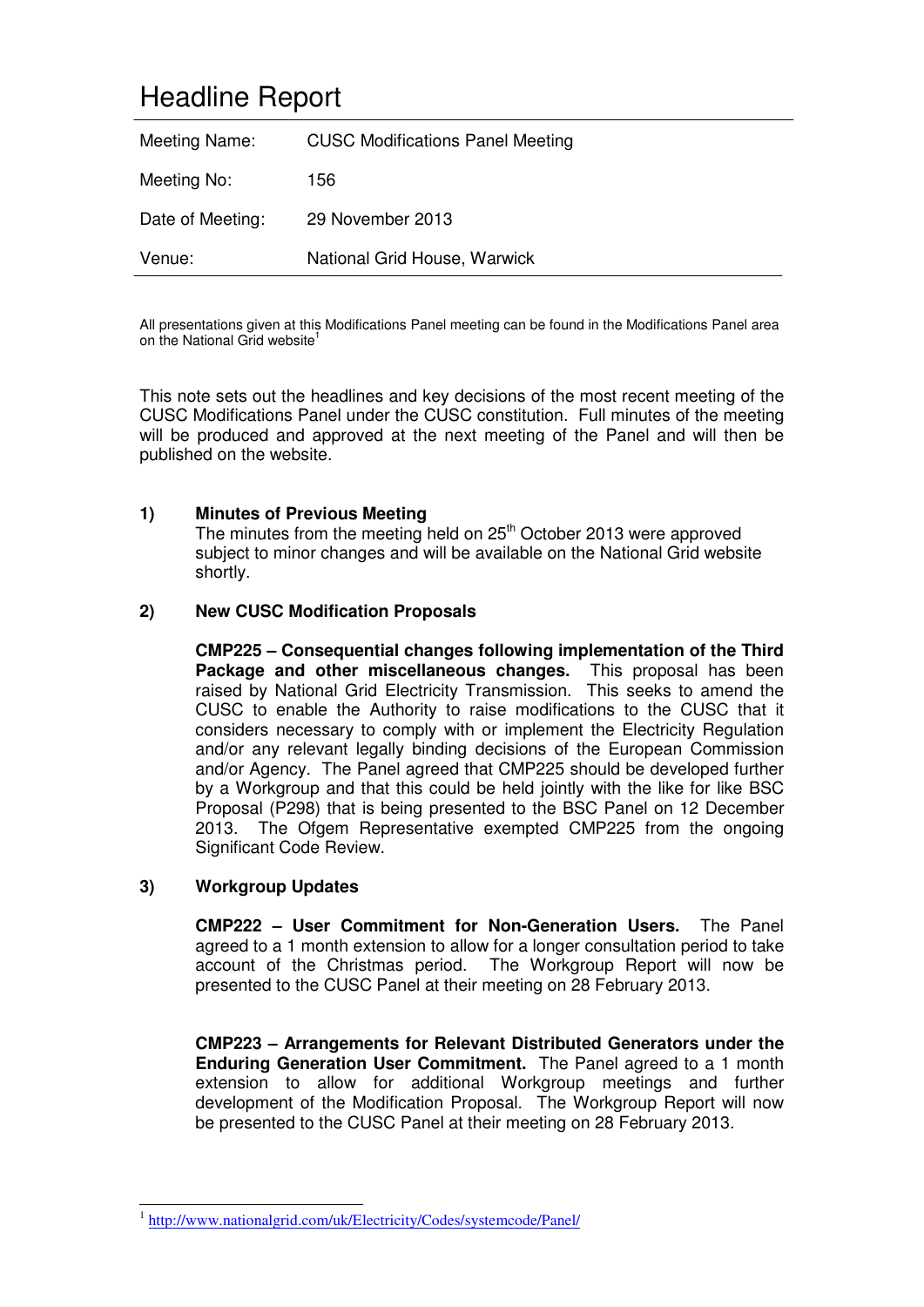# Headline Report

| | |
|---|---|
| Meeting Name: | CUSC Modifications Panel Meeting |
| Meeting No: | 156 |
| Date of Meeting: | 29 November 2013 |
| Venue: | National Grid House, Warwick |

All presentations given at this Modifications Panel meeting can be found in the Modifications Panel area on the National Grid website[1]

This note sets out the headlines and key decisions of the most recent meeting of the CUSC Modifications Panel under the CUSC constitution. Full minutes of the meeting will be produced and approved at the next meeting of the Panel and will then be published on the website.

**1) Minutes of Previous Meeting**

The minutes from the meeting held on 25th October 2013 were approved subject to minor changes and will be available on the National Grid website shortly.

**2) New CUSC Modification Proposals**

**CMP225 – Consequential changes following implementation of the Third Package and other miscellaneous changes.** This proposal has been raised by National Grid Electricity Transmission. This seeks to amend the CUSC to enable the Authority to raise modifications to the CUSC that it considers necessary to comply with or implement the Electricity Regulation and/or any relevant legally binding decisions of the European Commission and/or Agency. The Panel agreed that CMP225 should be developed further by a Workgroup and that this could be held jointly with the like for like BSC Proposal (P298) that is being presented to the BSC Panel on 12 December 2013. The Ofgem Representative exempted CMP225 from the ongoing Significant Code Review.

**3) Workgroup Updates**

**CMP222 – User Commitment for Non-Generation Users.** The Panel agreed to a 1 month extension to allow for a longer consultation period to take account of the Christmas period. The Workgroup Report will now be presented to the CUSC Panel at their meeting on 28 February 2013.

**CMP223 – Arrangements for Relevant Distributed Generators under the Enduring Generation User Commitment.** The Panel agreed to a 1 month extension to allow for additional Workgroup meetings and further development of the Modification Proposal. The Workgroup Report will now be presented to the CUSC Panel at their meeting on 28 February 2013.

[1] http://www.nationalgrid.com/uk/Electricity/Codes/systemcode/Panel/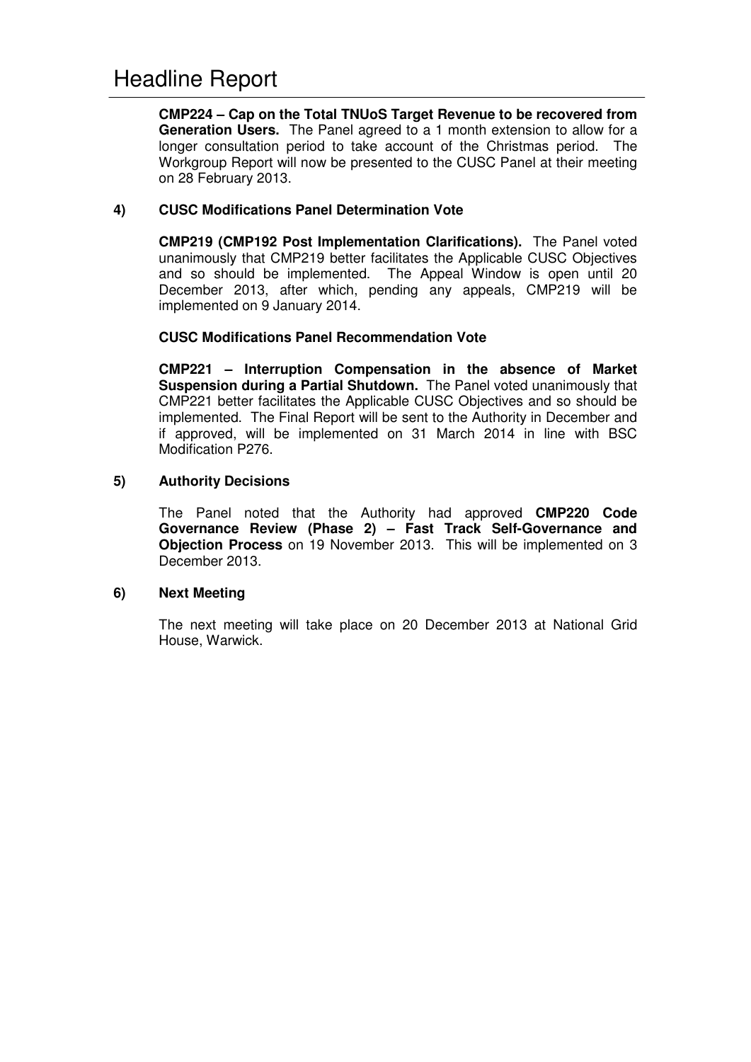**CMP224 – Cap on the Total TNUoS Target Revenue to be recovered from Generation Users.** The Panel agreed to a 1 month extension to allow for a longer consultation period to take account of the Christmas period. The Workgroup Report will now be presented to the CUSC Panel at their meeting on 28 February 2013.

**4) CUSC Modifications Panel Determination Vote**

**CMP219 (CMP192 Post Implementation Clarifications).** The Panel voted unanimously that CMP219 better facilitates the Applicable CUSC Objectives and so should be implemented. The Appeal Window is open until 20 December 2013, after which, pending any appeals, CMP219 will be implemented on 9 January 2014.

**CUSC Modifications Panel Recommendation Vote**

**CMP221 – Interruption Compensation in the absence of Market Suspension during a Partial Shutdown.** The Panel voted unanimously that CMP221 better facilitates the Applicable CUSC Objectives and so should be implemented. The Final Report will be sent to the Authority in December and if approved, will be implemented on 31 March 2014 in line with BSC Modification P276.

**5) Authority Decisions**

The Panel noted that the Authority had approved **CMP220 Code Governance Review (Phase 2) – Fast Track Self-Governance and Objection Process** on 19 November 2013. This will be implemented on 3 December 2013.

**6) Next Meeting**

The next meeting will take place on 20 December 2013 at National Grid House, Warwick.